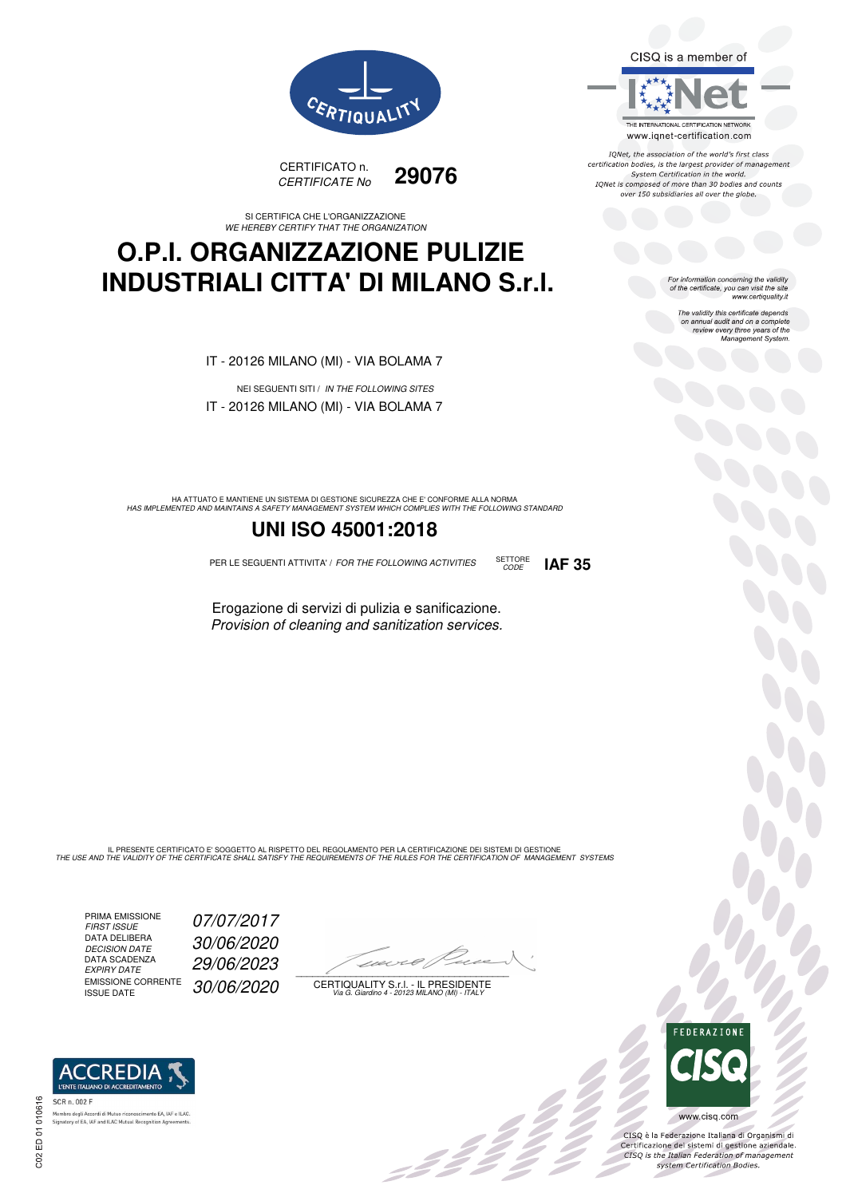CERTIQUALITY

CERTIFICATO n. / *CERTIFICATE No* **29076**

SI CERTIFICA CHE L'ORGANIZZAZIONE
*WE HEREBY CERTIFY THAT THE ORGANIZATION*

# O.P.I. ORGANIZZAZIONE PULIZIE INDUSTRIALI CITTA' DI MILANO S.r.l.

IT - 20126 MILANO (MI) - VIA BOLAMA 7

NEI SEGUENTI SITI / *IN THE FOLLOWING SITES*

IT - 20126 MILANO (MI) - VIA BOLAMA 7

HA ATTUATO E MANTIENE UN SISTEMA DI GESTIONE SICUREZZA CHE E' CONFORME ALLA NORMA
*HAS IMPLEMENTED AND MAINTAINS A SAFETY MANAGEMENT SYSTEM WHICH COMPLIES WITH THE FOLLOWING STANDARD*

## UNI ISO 45001:2018

PER LE SEGUENTI ATTIVITA' / *FOR THE FOLLOWING ACTIVITIES* SETTORE / *CODE* **IAF 35**

Erogazione di servizi di pulizia e sanificazione.
*Provision of cleaning and sanitization services.*

IL PRESENTE CERTIFICATO E' SOGGETTO AL RISPETTO DEL REGOLAMENTO PER LA CERTIFICAZIONE DEI SISTEMI DI GESTIONE
*THE USE AND THE VALIDITY OF THE CERTIFICATE SHALL SATISFY THE REQUIREMENTS OF THE RULES FOR THE CERTIFICATION OF MANAGEMENT SYSTEMS*

PRIMA EMISSIONE / *FIRST ISSUE* *07/07/2017*
DATA DELIBERA / *DECISION DATE* *30/06/2020*
DATA SCADENZA / *EXPIRY DATE* *29/06/2023*
EMISSIONE CORRENTE / ISSUE DATE *30/06/2020*

CERTIQUALITY S.r.l. - IL PRESIDENTE
*Via G. Giardino 4 - 20123 MILANO (MI) - ITALY*

CISQ is a member of IQNet
THE INTERNATIONAL CERTIFICATION NETWORK
www.iqnet-certification.com

*IQNet, the association of the world's first class certification bodies, is the largest provider of management System Certification in the world. IQNet is composed of more than 30 bodies and counts over 150 subsidiaries all over the globe.*

*For information concerning the validity of the certificate, you can visit the site www.certiquality.it*

*The validity this certificate depends on annual audit and on a complete review every three years of the Management System.*

ACCREDIA L'ENTE ITALIANO DI ACCREDITAMENTO
SCR n. 002 F
Membro degli Accordi di Mutuo riconoscimento EA, IAF e ILAC.
Signatory of EA, IAF and ILAC Mutual Recognition Agreements.

FEDERAZIONE CISQ
www.cisq.com

CISQ è la Federazione Italiana di Organismi di Certificazione dei sistemi di gestione aziendale.
*CISQ is the Italian Federation of management system Certification Bodies.*

C02 ED 01 010616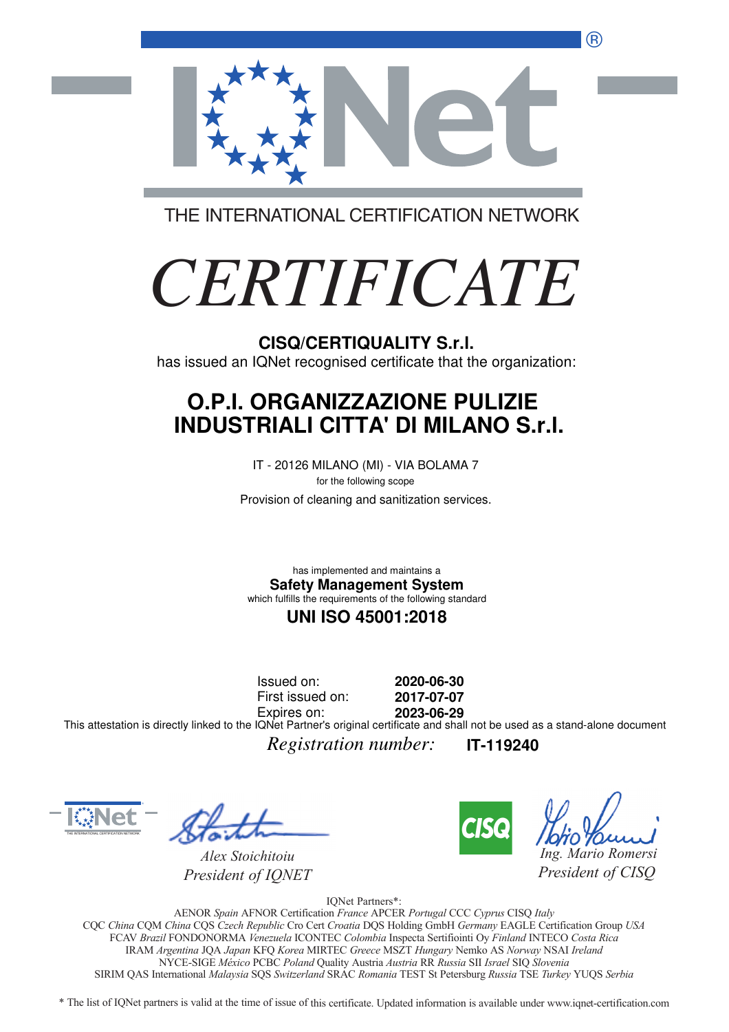THE INTERNATIONAL CERTIFICATION NETWORK

# *CERTIFICATE*

**CISQ/CERTIQUALITY S.r.l.**

has issued an IQNet recognised certificate that the organization:

## O.P.I. ORGANIZZAZIONE PULIZIE INDUSTRIALI CITTA' DI MILANO S.r.l.

IT - 20126 MILANO (MI) - VIA BOLAMA 7

for the following scope

Provision of cleaning and sanitization services.

has implemented and maintains a

**Safety Management System**

which fulfills the requirements of the following standard

**UNI ISO 45001:2018**

| | |
|---|---|
| Issued on: | **2020-06-30** |
| First issued on: | **2017-07-07** |
| Expires on: | **2023-06-29** |

This attestation is directly linked to the IQNet Partner's original certificate and shall not be used as a stand-alone document

*Registration number:* **IT-119240**

*Alex Stoichitoiu*
*President of IQNET*

*Ing. Mario Romersi*
*President of CISQ*

IQNet Partners*:

AENOR *Spain* AFNOR Certification *France* APCER *Portugal* CCC *Cyprus* CISQ *Italy*
CQC *China* CQM *China* CQS *Czech Republic* Cro Cert *Croatia* DQS Holding GmbH *Germany* EAGLE Certification Group *USA*
FCAV *Brazil* FONDONORMA *Venezuela* ICONTEC *Colombia* Inspecta Sertifiointi Oy *Finland* INTECO *Costa Rica*
IRAM *Argentina* JQA *Japan* KFQ *Korea* MIRTEC *Greece* MSZT *Hungary* Nemko AS *Norway* NSAI *Ireland*
NYCE-SIGE *México* PCBC *Poland* Quality Austria *Austria* RR *Russia* SII *Israel* SIQ *Slovenia*
SIRIM QAS International *Malaysia* SQS *Switzerland* SRAC *Romania* TEST St Petersburg *Russia* TSE *Turkey* YUQS *Serbia*

* The list of IQNet partners is valid at the time of issue of this certificate. Updated information is available under www.iqnet-certification.com